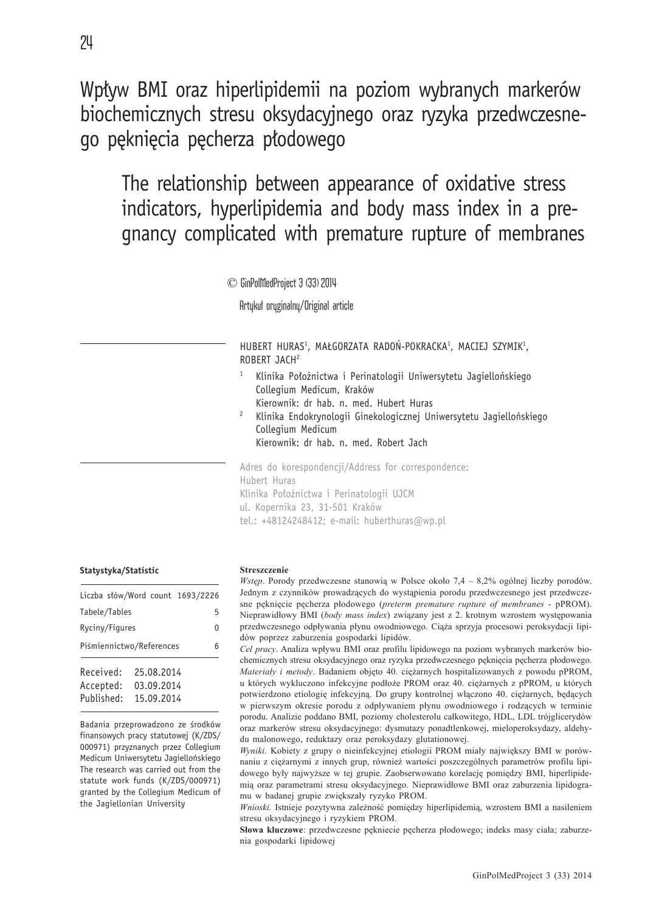# Wpływ BMI oraz hiperlipidemii na poziom wybranych markerów biochemicznych stresu oksydacyjnego oraz ryzyka przedwczesnego pęknięcia pęcherza płodowego

## The relationship between appearance of oxidative stress indicators, hyperlipidemia and body mass index in a pregnancy complicated with premature rupture of membranes

© GinPolMedProject 3 (33) 2014

Artykuł oryginalny/Original article

HUBERT HURAS[1], MAŁGORZATA RADOŃ-POKRACKA[1], MACIEJ SZYMIK[1], ROBERT JACH[2]

[1] Klinika Położnictwa i Perinatologii Uniwersytetu Jagiellońskiego Collegium Medicum, Kraków
Kierownik: dr hab. n. med. Hubert Huras

[2] Klinika Endokrynologii Ginekologicznej Uniwersytetu Jagiellońskiego Collegium Medicum
Kierownik: dr hab. n. med. Robert Jach

Adres do korespondencji/Address for correspondence:
Hubert Huras
Klinika Położnictwa i Perinatologii UJCM
ul. Kopernika 23, 31-501 Kraków
tel.: +48124248412; e-mail: huberthuras@wp.pl

**Statystyka/Statistic**

| | |
|---|---|
| Liczba słów/Word count | 1693/2226 |
| Tabele/Tables | 5 |
| Ryciny/Figures | 0 |
| Piśmiennictwo/References | 6 |

| | |
|---|---|
| Received: | 25.08.2014 |
| Accepted: | 03.09.2014 |
| Published: | 15.09.2014 |

Badania przeprowadzono ze środków finansowych pracy statutowej (K/ZDS/000971) przyznanych przez Collegium Medicum Uniwersytetu Jagiellońskiego
The research was carried out from the statute work funds (K/ZDS/000971) granted by the Collegium Medicum of the Jagiellonian University

**Streszczenie**

*Wstęp*. Porody przedwczesne stanowią w Polsce około 7,4 – 8,2% ogólnej liczby porodów. Jednym z czynników prowadzących do wystąpienia porodu przedwczesnego jest przedwczesne pęknięcie pęcherza płodowego (*preterm premature rupture of membranes* - pPROM). Nieprawidłowy BMI (*body mass index*) związany jest z 2. krotnym wzrostem występowania przedwczesnego odpływania płynu owodniowego. Ciąża sprzyja procesowi peroksydacji lipidów poprzez zaburzenia gospodarki lipidów.

*Cel pracy*. Analiza wpływu BMI oraz profilu lipidowego na poziom wybranych markerów biochemicznych stresu oksydacyjnego oraz ryzyka przedwczesnego pęknięcia pęcherza płodowego.

*Materiały i metody*. Badaniem objęto 40. ciężarnych hospitalizowanych z powodu pPROM, u których wykluczono infekcyjne podłoże PROM oraz 40. ciężarnych z pPROM, u których potwierdzono etiologię infekcyjną. Do grupy kontrolnej włączono 40. ciężarnych, będących w pierwszym okresie porodu z odpływaniem płynu owodniowego i rodzących w terminie porodu. Analizie poddano BMI, poziomy cholesterolu całkowitego, HDL, LDL trójglicerydów oraz markerów stresu oksydacyjnego: dysmutazy ponadtlenkowej, mieloperoksydazy, aldehydu malonowego, reduktazy oraz peroksydazy glutationowej.

*Wyniki*. Kobiety z grupy o nieinfekcyjnej etiologii PROM miały największy BMI w porównaniu z ciężarnymi z innych grup, również wartości poszczególnych parametrów profilu lipidowego były najwyższe w tej grupie. Zaobserwowano korelację pomiędzy BMI, hiperlipidemią oraz parametrami stresu oksydacyjnego. Nieprawidłowe BMI oraz zaburzenia lipidogramu w badanej grupie zwiększały ryzyko PROM.

*Wnioski*. Istnieje pozytywna zależność pomiędzy hiperlipidemią, wzrostem BMI a nasileniem stresu oksydacyjnego i ryzykiem PROM.

**Słowa kluczowe**: przedwczesne pękniecie pęcherza płodowego; indeks masy ciała; zaburzenia gospodarki lipidowej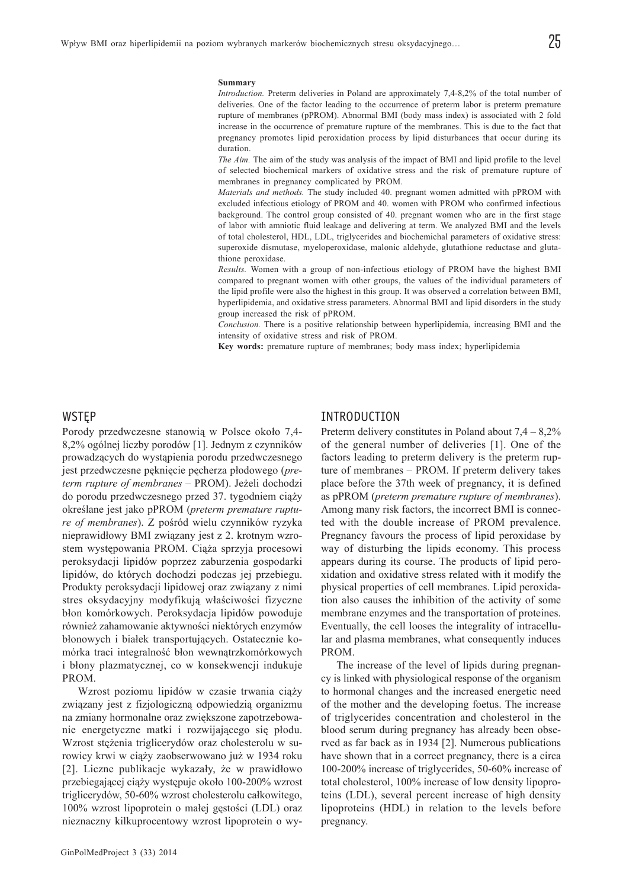**Summary**

*Introduction.* Preterm deliveries in Poland are approximately 7,4-8,2% of the total number of deliveries. One of the factor leading to the occurrence of preterm labor is preterm premature rupture of membranes (pPROM). Abnormal BMI (body mass index) is associated with 2 fold increase in the occurrence of premature rupture of the membranes. This is due to the fact that pregnancy promotes lipid peroxidation process by lipid disturbances that occur during its duration.

*The Aim.* The aim of the study was analysis of the impact of BMI and lipid profile to the level of selected biochemical markers of oxidative stress and the risk of premature rupture of membranes in pregnancy complicated by PROM.

*Materials and methods.* The study included 40. pregnant women admitted with pPROM with excluded infectious etiology of PROM and 40. women with PROM who confirmed infectious background. The control group consisted of 40. pregnant women who are in the first stage of labor with amniotic fluid leakage and delivering at term. We analyzed BMI and the levels of total cholesterol, HDL, LDL, triglycerides and biochemichal parameters of oxidative stress: superoxide dismutase, myeloperoxidase, malonic aldehyde, glutathione reductase and glutathione peroxidase.

*Results.* Women with a group of non-infectious etiology of PROM have the highest BMI compared to pregnant women with other groups, the values of the individual parameters of the lipid profile were also the highest in this group. It was observed a correlation between BMI, hyperlipidemia, and oxidative stress parameters. Abnormal BMI and lipid disorders in the study group increased the risk of pPROM.

*Conclusion.* There is a positive relationship between hyperlipidemia, increasing BMI and the intensity of oxidative stress and risk of PROM.

**Key words:** premature rupture of membranes; body mass index; hyperlipidemia

## WSTĘP

Porody przedwczesne stanowią w Polsce około 7,4-8,2% ogólnej liczby porodów [1]. Jednym z czynników prowadzących do wystąpienia porodu przedwczesnego jest przedwczesne pęknięcie pęcherza płodowego (*preterm rupture of membranes* – PROM). Jeżeli dochodzi do porodu przedwczesnego przed 37. tygodniem ciąży określane jest jako pPROM (*preterm premature rupture of membranes*). Z pośród wielu czynników ryzyka nieprawidłowy BMI związany jest z 2. krotnym wzrostem występowania PROM. Ciąża sprzyja procesowi peroksydacji lipidów poprzez zaburzenia gospodarki lipidów, do których dochodzi podczas jej przebiegu. Produkty peroksydacji lipidowej oraz związany z nimi stres oksydacyjny modyfikują właściwości fizyczne błon komórkowych. Peroksydacja lipidów powoduje również zahamowanie aktywności niektórych enzymów błonowych i białek transportujących. Ostatecznie komórka traci integralność błon wewnątrzkomórkowych i błony plazmatycznej, co w konsekwencji indukuje PROM.

Wzrost poziomu lipidów w czasie trwania ciąży związany jest z fizjologiczną odpowiedzią organizmu na zmiany hormonalne oraz zwiększone zapotrzebowanie energetyczne matki i rozwijającego się płodu. Wzrost stężenia triglicerydów oraz cholesterolu w surowicy krwi w ciąży zaobserwowano już w 1934 roku [2]. Liczne publikacje wykazały, że w prawidłowo przebiegającej ciąży występuje około 100-200% wzrost triglicerydów, 50-60% wzrost cholesterolu całkowitego, 100% wzrost lipoprotein o małej gęstości (LDL) oraz nieznaczny kilkuprocentowy wzrost lipoprotein o wy-

## INTRODUCTION

Preterm delivery constitutes in Poland about 7,4 – 8,2% of the general number of deliveries [1]. One of the factors leading to preterm delivery is the preterm rupture of membranes – PROM. If preterm delivery takes place before the 37th week of pregnancy, it is defined as pPROM (*preterm premature rupture of membranes*). Among many risk factors, the incorrect BMI is connected with the double increase of PROM prevalence. Pregnancy favours the process of lipid peroxidase by way of disturbing the lipids economy. This process appears during its course. The products of lipid peroxidation and oxidative stress related with it modify the physical properties of cell membranes. Lipid peroxidation also causes the inhibition of the activity of some membrane enzymes and the transportation of proteines. Eventually, the cell looses the integrality of intracellular and plasma membranes, what consequently induces PROM.

The increase of the level of lipids during pregnancy is linked with physiological response of the organism to hormonal changes and the increased energetic need of the mother and the developing foetus. The increase of triglycerides concentration and cholesterol in the blood serum during pregnancy has already been observed as far back as in 1934 [2]. Numerous publications have shown that in a correct pregnancy, there is a circa 100-200% increase of triglycerides, 50-60% increase of total cholesterol, 100% increase of low density lipoproteins (LDL), several percent increase of high density lipoproteins (HDL) in relation to the levels before pregnancy.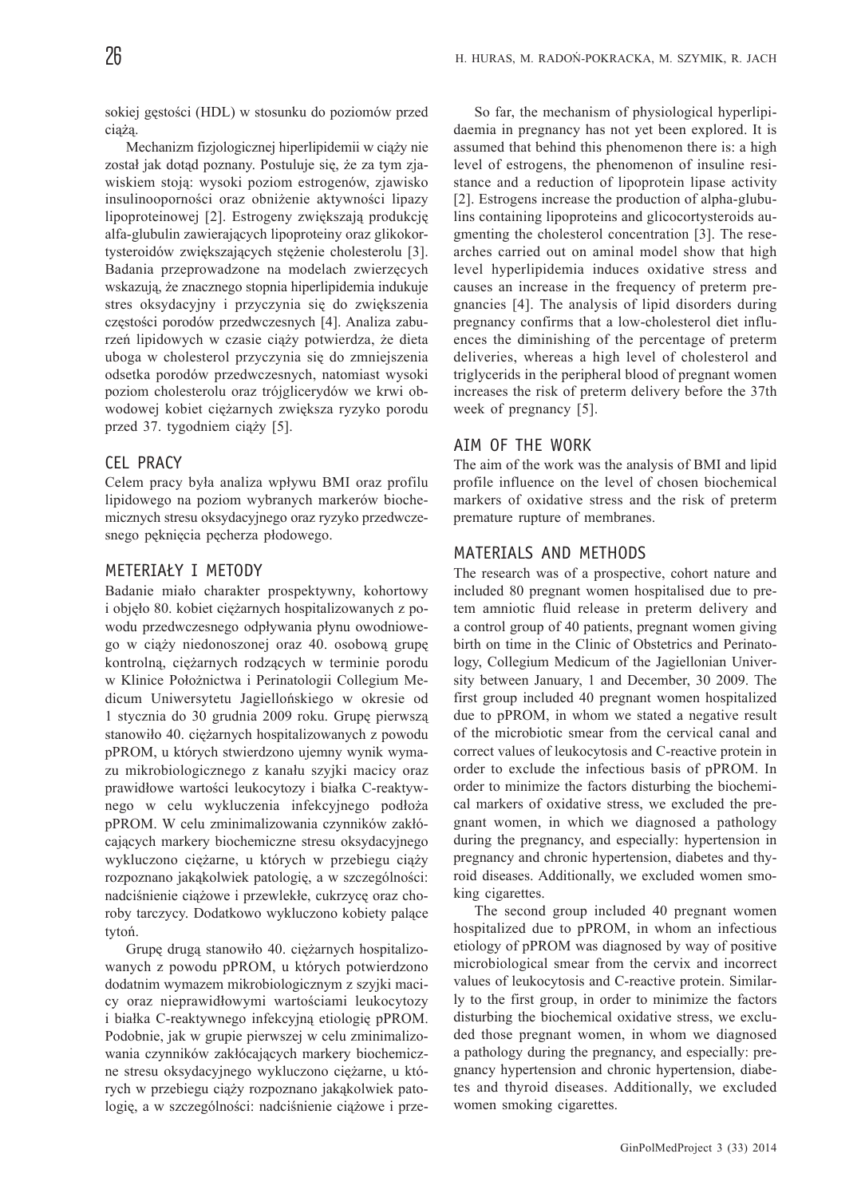sokiej gęstości (HDL) w stosunku do poziomów przed ciążą.

Mechanizm fizjologicznej hiperlipidemii w ciąży nie został jak dotąd poznany. Postuluje się, że za tym zjawiskiem stoją: wysoki poziom estrogenów, zjawisko insulinooporności oraz obniżenie aktywności lipazy lipoproteinowej [2]. Estrogeny zwiększają produkcję alfa-glubulin zawierających lipoproteiny oraz glikokortysteroidów zwiększających stężenie cholesterolu [3]. Badania przeprowadzone na modelach zwierzęcych wskazują, że znacznego stopnia hiperlipidemia indukuje stres oksydacyjny i przyczynia się do zwiększenia częstości porodów przedwczesnych [4]. Analiza zaburzeń lipidowych w czasie ciąży potwierdza, że dieta uboga w cholesterol przyczynia się do zmniejszenia odsetka porodów przedwczesnych, natomiast wysoki poziom cholesterolu oraz trójglicerydów we krwi obwodowej kobiet ciężarnych zwiększa ryzyko porodu przed 37. tygodniem ciąży [5].

## CEL PRACY

Celem pracy była analiza wpływu BMI oraz profilu lipidowego na poziom wybranych markerów biochemicznych stresu oksydacyjnego oraz ryzyko przedwczesnego pęknięcia pęcherza płodowego.

## METERIAŁY I METODY

Badanie miało charakter prospektywny, kohortowy i objęło 80. kobiet ciężarnych hospitalizowanych z powodu przedwczesnego odpływania płynu owodniowego w ciąży niedonoszonej oraz 40. osobową grupę kontrolną, ciężarnych rodzących w terminie porodu w Klinice Położnictwa i Perinatologii Collegium Medicum Uniwersytetu Jagiellońskiego w okresie od 1 stycznia do 30 grudnia 2009 roku. Grupę pierwszą stanowiło 40. ciężarnych hospitalizowanych z powodu pPROM, u których stwierdzono ujemny wynik wymazu mikrobiologicznego z kanału szyjki macicy oraz prawidłowe wartości leukocytozy i białka C-reaktywnego w celu wykluczenia infekcyjnego podłoża pPROM. W celu zminimalizowania czynników zakłócających markery biochemiczne stresu oksydacyjnego wykluczono ciężarne, u których w przebiegu ciąży rozpoznano jakąkolwiek patologię, a w szczególności: nadciśnienie ciążowe i przewlekłe, cukrzycę oraz choroby tarczycy. Dodatkowo wykluczono kobiety palące tytoń.

Grupę drugą stanowiło 40. ciężarnych hospitalizowanych z powodu pPROM, u których potwierdzono dodatnim wymazem mikrobiologicznym z szyjki macicy oraz nieprawidłowymi wartościami leukocytozy i białka C-reaktywnego infekcyjną etiologię pPROM. Podobnie, jak w grupie pierwszej w celu zminimalizowania czynników zakłócających markery biochemiczne stresu oksydacyjnego wykluczono ciężarne, u których w przebiegu ciąży rozpoznano jakąkolwiek patologię, a w szczególności: nadciśnienie ciążowe i prze-

So far, the mechanism of physiological hyperlipidaemia in pregnancy has not yet been explored. It is assumed that behind this phenomenon there is: a high level of estrogens, the phenomenon of insuline resistance and a reduction of lipoprotein lipase activity [2]. Estrogens increase the production of alpha-globulins containing lipoproteins and glicocortysteroids augmenting the cholesterol concentration [3]. The researches carried out on aminal model show that high level hyperlipidemia induces oxidative stress and causes an increase in the frequency of preterm pregnancies [4]. The analysis of lipid disorders during pregnancy confirms that a low-cholesterol diet influences the diminishing of the percentage of preterm deliveries, whereas a high level of cholesterol and triglycerids in the peripheral blood of pregnant women increases the risk of preterm delivery before the 37th week of pregnancy [5].

## AIM OF THE WORK

The aim of the work was the analysis of BMI and lipid profile influence on the level of chosen biochemical markers of oxidative stress and the risk of preterm premature rupture of membranes.

## MATERIALS AND METHODS

The research was of a prospective, cohort nature and included 80 pregnant women hospitalised due to pretem amniotic fluid release in preterm delivery and a control group of 40 patients, pregnant women giving birth on time in the Clinic of Obstetrics and Perinatology, Collegium Medicum of the Jagiellonian University between January, 1 and December, 30 2009. The first group included 40 pregnant women hospitalized due to pPROM, in whom we stated a negative result of the microbiotic smear from the cervical canal and correct values of leukocytosis and C-reactive protein in order to exclude the infectious basis of pPROM. In order to minimize the factors disturbing the biochemical markers of oxidative stress, we excluded the pregnant women, in which we diagnosed a pathology during the pregnancy, and especially: hypertension in pregnancy and chronic hypertension, diabetes and thyroid diseases. Additionally, we excluded women smoking cigarettes.

The second group included 40 pregnant women hospitalized due to pPROM, in whom an infectious etiology of pPROM was diagnosed by way of positive microbiological smear from the cervix and incorrect values of leukocytosis and C-reactive protein. Similarly to the first group, in order to minimize the factors disturbing the biochemical oxidative stress, we excluded those pregnant women, in whom we diagnosed a pathology during the pregnancy, and especially: pregnancy hypertension and chronic hypertension, diabetes and thyroid diseases. Additionally, we excluded women smoking cigarettes.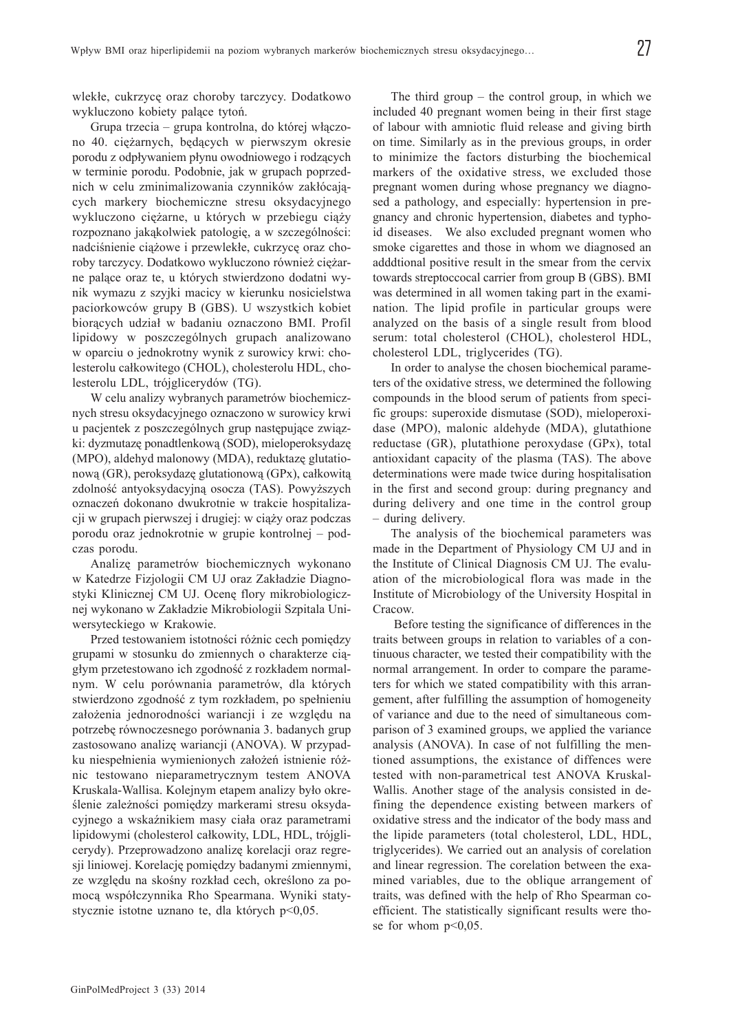wlekłe, cukrzycę oraz choroby tarczycy. Dodatkowo wykluczono kobiety palące tytoń.

Grupa trzecia – grupa kontrolna, do której włączono 40. ciężarnych, będących w pierwszym okresie porodu z odpływaniem płynu owodniowego i rodzących w terminie porodu. Podobnie, jak w grupach poprzednich w celu zminimalizowania czynników zakłócających markery biochemiczne stresu oksydacyjnego wykluczono ciężarne, u których w przebiegu ciąży rozpoznano jakąkolwiek patologię, a w szczególności: nadciśnienie ciążowe i przewlekłe, cukrzycę oraz choroby tarczycy. Dodatkowo wykluczono również ciężarne palące oraz te, u których stwierdzono dodatni wynik wymazu z szyjki macicy w kierunku nosicielstwa paciorkowców grupy B (GBS). U wszystkich kobiet biorących udział w badaniu oznaczono BMI. Profil lipidowy w poszczególnych grupach analizowano w oparciu o jednokrotny wynik z surowicy krwi: cholesterolu całkowitego (CHOL), cholesterolu HDL, cholesterolu LDL, trójglicerydów (TG).

W celu analizy wybranych parametrów biochemicznych stresu oksydacyjnego oznaczono w surowicy krwi u pacjentek z poszczególnych grup następujące związki: dyzmutazę ponadtlenkową (SOD), mieloperoksydazę (MPO), aldehyd malonowy (MDA), reduktazę glutationową (GR), peroksydazę glutationową (GPx), całkowitą zdolność antyoksydacyjną osocza (TAS). Powyższych oznaczeń dokonano dwukrotnie w trakcie hospitalizacji w grupach pierwszej i drugiej: w ciąży oraz podczas porodu oraz jednokrotnie w grupie kontrolnej – podczas porodu.

Analizę parametrów biochemicznych wykonano w Katedrze Fizjologii CM UJ oraz Zakładzie Diagnostyki Klinicznej CM UJ. Ocenę flory mikrobiologicznej wykonano w Zakładzie Mikrobiologii Szpitala Uniwersyteckiego w Krakowie.

Przed testowaniem istotności różnic cech pomiędzy grupami w stosunku do zmiennych o charakterze ciągłym przetestowano ich zgodność z rozkładem normalnym. W celu porównania parametrów, dla których stwierdzono zgodność z tym rozkładem, po spełnieniu założenia jednorodności wariancji i ze względu na potrzebę równoczesnego porównania 3. badanych grup zastosowano analizę wariancji (ANOVA). W przypadku niespełnienia wymienionych założeń istnienie różnic testowano nieparametrycznym testem ANOVA Kruskala-Wallisa. Kolejnym etapem analizy było określenie zależności pomiędzy markerami stresu oksydacyjnego a wskaźnikiem masy ciała oraz parametrami lipidowymi (cholesterol całkowity, LDL, HDL, trójglicerydy). Przeprowadzono analizę korelacji oraz regresji liniowej. Korelację pomiędzy badanymi zmiennymi, ze względu na skośny rozkład cech, określono za pomocą współczynnika Rho Spearmana. Wyniki statystycznie istotne uznano te, dla których $p<0,05$.

The third group – the control group, in which we included 40 pregnant women being in their first stage of labour with amniotic fluid release and giving birth on time. Similarly as in the previous groups, in order to minimize the factors disturbing the biochemical markers of the oxidative stress, we excluded those pregnant women during whose pregnancy we diagnosed a pathology, and especially: hypertension in pregnancy and chronic hypertension, diabetes and typhoid diseases. We also excluded pregnant women who smoke cigarettes and those in whom we diagnosed an adddtional positive result in the smear from the cervix towards streptoccocal carrier from group B (GBS). BMI was determined in all women taking part in the examination. The lipid profile in particular groups were analyzed on the basis of a single result from blood serum: total cholesterol (CHOL), cholesterol HDL, cholesterol LDL, triglycerides (TG).

In order to analyse the chosen biochemical parameters of the oxidative stress, we determined the following compounds in the blood serum of patients from specific groups: superoxide dismutase (SOD), mieloperoxidase (MPO), malonic aldehyde (MDA), glutathione reductase (GR), plutathione peroxydase (GPx), total antioxidant capacity of the plasma (TAS). The above determinations were made twice during hospitalisation in the first and second group: during pregnancy and during delivery and one time in the control group – during delivery.

The analysis of the biochemical parameters was made in the Department of Physiology CM UJ and in the Institute of Clinical Diagnosis CM UJ. The evaluation of the microbiological flora was made in the Institute of Microbiology of the University Hospital in Cracow.

Before testing the significance of differences in the traits between groups in relation to variables of a continuous character, we tested their compatibility with the normal arrangement. In order to compare the parameters for which we stated compatibility with this arrangement, after fulfilling the assumption of homogeneity of variance and due to the need of simultaneous comparison of 3 examined groups, we applied the variance analysis (ANOVA). In case of not fulfilling the mentioned assumptions, the existance of diffences were tested with non-parametrical test ANOVA Kruskal-Wallis. Another stage of the analysis consisted in defining the dependence existing between markers of oxidative stress and the indicator of the body mass and the lipide parameters (total cholesterol, LDL, HDL, triglycerides). We carried out an analysis of corelation and linear regression. The corelation between the examined variables, due to the oblique arrangement of traits, was defined with the help of Rho Spearman coefficient. The statistically significant results were those for whom $p<0,05$.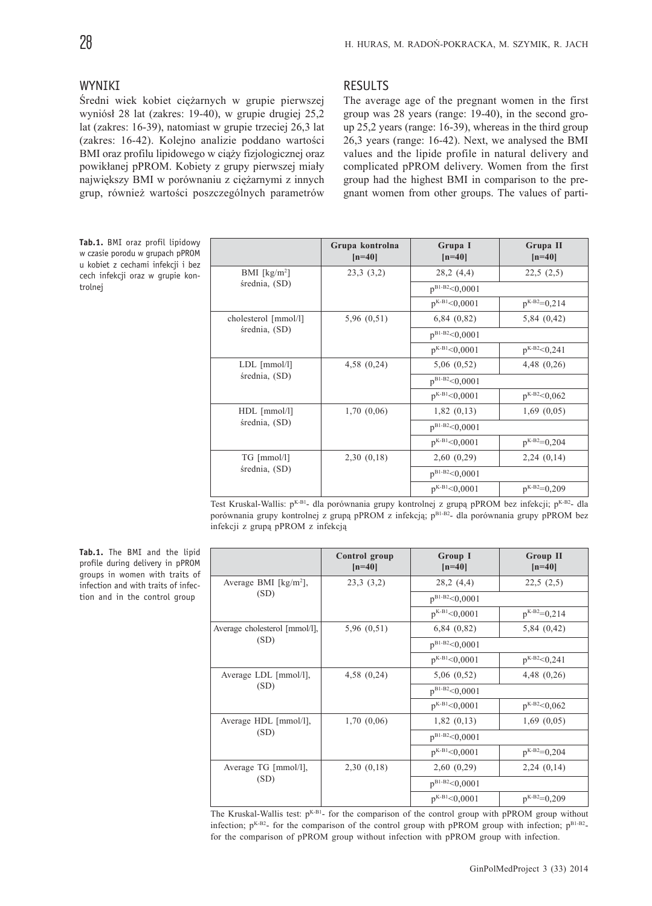## WYNIKI

Średni wiek kobiet ciężarnych w grupie pierwszej wyniósł 28 lat (zakres: 19-40), w grupie drugiej 25,2 lat (zakres: 16-39), natomiast w grupie trzeciej 26,3 lat (zakres: 16-42). Kolejno analizie poddano wartości BMI oraz profilu lipidowego w ciąży fizjologicznej oraz powikłanej pPROM. Kobiety z grupy pierwszej miały największy BMI w porównaniu z ciężarnymi z innych grup, również wartości poszczególnych parametrów

## RESULTS

The average age of the pregnant women in the first group was 28 years (range: 19-40), in the second group 25,2 years (range: 16-39), whereas in the third group 26,3 years (range: 16-42). Next, we analysed the BMI values and the lipide profile in natural delivery and complicated pPROM delivery. Women from the first group had the highest BMI in comparison to the pregnant women from other groups. The values of parti-

**Tab.1.** BMI oraz profil lipidowy w czasie porodu w grupach pPROM u kobiet z cechami infekcji i bez cech infekcji oraz w grupie kontrolnej

| | Grupa kontrolna [n=40] | Grupa I [n=40] | Grupa II [n=40] |
|---|---|---|---|
| BMI [kg/m$^2$] średnia, (SD) | 23,3 (3,2) | 28,2 (4,4) | 22,5 (2,5) |
| | | $p^{B1-B2}<0,0001$ | |
| | | $p^{K-B1}<0,0001$ | $p^{K-B2}=0,214$ |
| cholesterol [mmol/l] średnia, (SD) | 5,96 (0,51) | 6,84 (0,82) | 5,84 (0,42) |
| | | $p^{B1-B2}<0,0001$ | |
| | | $p^{K-B1}<0,0001$ | $p^{K-B2}<0,241$ |
| LDL [mmol/l] średnia, (SD) | 4,58 (0,24) | 5,06 (0,52) | 4,48 (0,26) |
| | | $p^{B1-B2}<0,0001$ | |
| | | $p^{K-B1}<0,0001$ | $p^{K-B2}<0,062$ |
| HDL [mmol/l] średnia, (SD) | 1,70 (0,06) | 1,82 (0,13) | 1,69 (0,05) |
| | | $p^{B1-B2}<0,0001$ | |
| | | $p^{K-B1}<0,0001$ | $p^{K-B2}=0,204$ |
| TG [mmol/l] średnia, (SD) | 2,30 (0,18) | 2,60 (0,29) | 2,24 (0,14) |
| | | $p^{B1-B2}<0,0001$ | |
| | | $p^{K-B1}<0,0001$ | $p^{K-B2}=0,209$ |

Test Kruskal-Wallis: $p^{K-B1}$- dla porównania grupy kontrolnej z grupą pPROM bez infekcji; $p^{K-B2}$- dla porównania grupy kontrolnej z grupą pPROM z infekcją; $p^{B1-B2}$- dla porównania grupy pPROM bez infekcji z grupą pPROM z infekcją

**Tab.1.** The BMI and the lipid profile during delivery in pPROM groups in women with traits of infection and with traits of infection and in the control group

| | Control group [n=40] | Group I [n=40] | Group II [n=40] |
|---|---|---|---|
| Average BMI [kg/m$^2$], (SD) | 23,3 (3,2) | 28,2 (4,4) | 22,5 (2,5) |
| | | $p^{B1-B2}<0,0001$ | |
| | | $p^{K-B1}<0,0001$ | $p^{K-B2}=0,214$ |
| Average cholesterol [mmol/l], (SD) | 5,96 (0,51) | 6,84 (0,82) | 5,84 (0,42) |
| | | $p^{B1-B2}<0,0001$ | |
| | | $p^{K-B1}<0,0001$ | $p^{K-B2}<0,241$ |
| Average LDL [mmol/l], (SD) | 4,58 (0,24) | 5,06 (0,52) | 4,48 (0,26) |
| | | $p^{B1-B2}<0,0001$ | |
| | | $p^{K-B1}<0,0001$ | $p^{K-B2}<0,062$ |
| Average HDL [mmol/l], (SD) | 1,70 (0,06) | 1,82 (0,13) | 1,69 (0,05) |
| | | $p^{B1-B2}<0,0001$ | |
| | | $p^{K-B1}<0,0001$ | $p^{K-B2}=0,204$ |
| Average TG [mmol/l], (SD) | 2,30 (0,18) | 2,60 (0,29) | 2,24 (0,14) |
| | | $p^{B1-B2}<0,0001$ | |
| | | $p^{K-B1}<0,0001$ | $p^{K-B2}=0,209$ |

The Kruskal-Wallis test: $p^{K-B1}$- for the comparison of the control group with pPROM group without infection; $p^{K-B2}$- for the comparison of the control group with pPROM group with infection; $p^{B1-B2}$- for the comparison of pPROM group without infection with pPROM group with infection.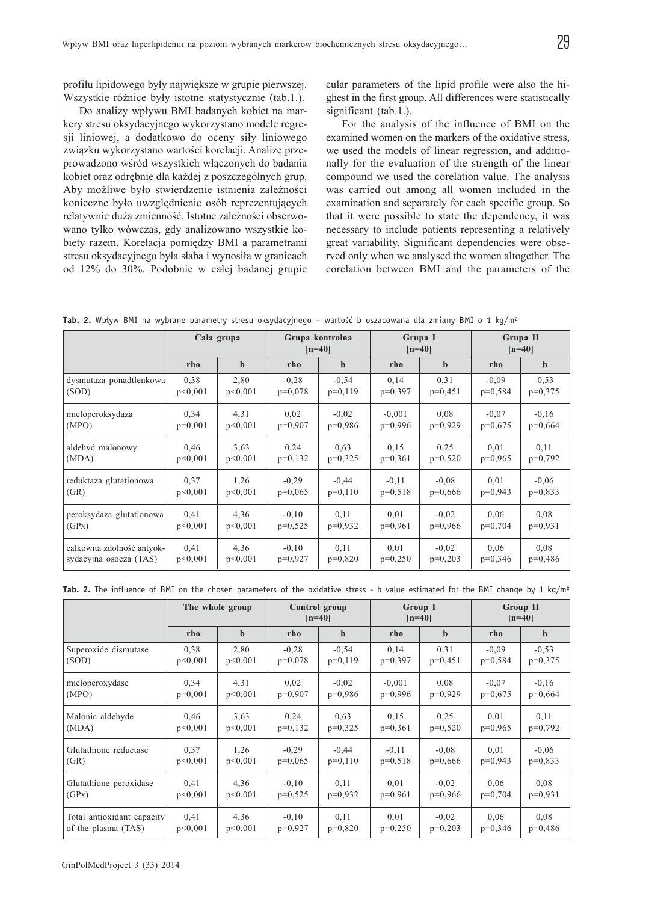profilu lipidowego były największe w grupie pierwszej. Wszystkie różnice były istotne statystycznie (tab.1.).

Do analizy wpływu BMI badanych kobiet na markery stresu oksydacyjnego wykorzystano modele regresji liniowej, a dodatkowo do oceny siły liniowego związku wykorzystano wartości korelacji. Analizę przeprowadzono wśród wszystkich włączonych do badania kobiet oraz odrębnie dla każdej z poszczególnych grup. Aby możliwe było stwierdzenie istnienia zależności konieczne było uwzględnienie osób reprezentujących relatywnie dużą zmienność. Istotne zależności obserwowano tylko wówczas, gdy analizowano wszystkie kobiety razem. Korelacja pomiędzy BMI a parametrami stresu oksydacyjnego była słaba i wynosiła w granicach od 12% do 30%. Podobnie w całej badanej grupie

cular parameters of the lipid profile were also the highest in the first group. All differences were statistically significant (tab.1.).

For the analysis of the influence of BMI on the examined women on the markers of the oxidative stress, we used the models of linear regression, and additionally for the evaluation of the strength of the linear compound we used the corelation value. The analysis was carried out among all women included in the examination and separately for each specific group. So that it were possible to state the dependency, it was necessary to include patients representing a relatively great variability. Significant dependencies were observed only when we analysed the women altogether. The corelation between BMI and the parameters of the

**Tab. 2.** Wpływ BMI na wybrane parametry stresu oksydacyjnego – wartość b oszacowana dla zmiany BMI o 1 kg/m²

| | Cała grupa | | Grupa kontrolna [n=40] | | Grupa I [n=40] | | Grupa II [n=40] | |
|---|---|---|---|---|---|---|---|---|
| | rho | b | rho | b | rho | b | rho | b |
| dysmutaza ponadtlenkowa (SOD) | 0,38 p<0,001 | 2,80 p<0,001 | -0,28 p=0,078 | -0,54 p=0,119 | 0,14 p=0,397 | 0,31 p=0,451 | -0,09 p=0,584 | -0,53 p=0,375 |
| mieloperoksydaza (MPO) | 0,34 p=0,001 | 4,31 p<0,001 | 0,02 p=0,907 | -0,02 p=0,986 | -0,001 p=0,996 | 0,08 p=0,929 | -0,07 p=0,675 | -0,16 p=0,664 |
| aldehyd malonowy (MDA) | 0,46 p<0,001 | 3,63 p<0,001 | 0,24 p=0,132 | 0,63 p=0,325 | 0,15 p=0,361 | 0,25 p=0,520 | 0,01 p=0,965 | 0,11 p=0,792 |
| reduktaza glutationowa (GR) | 0,37 p<0,001 | 1,26 p<0,001 | -0,29 p=0,065 | -0,44 p=0,110 | -0,11 p=0,518 | -0,08 p=0,666 | 0,01 p=0,943 | -0,06 p=0,833 |
| peroksydaza glutationowa (GPx) | 0,41 p<0,001 | 4,36 p<0,001 | -0,10 p=0,525 | 0,11 p=0,932 | 0,01 p=0,961 | -0,02 p=0,966 | 0,06 p=0,704 | 0,08 p=0,931 |
| całkowita zdolność antyoksydacyjna osocza (TAS) | 0,41 p<0,001 | 4,36 p<0,001 | -0,10 p=0,927 | 0,11 p=0,820 | 0,01 p=0,250 | -0,02 p=0,203 | 0,06 p=0,346 | 0,08 p=0,486 |

**Tab. 2.** The influence of BMI on the chosen parameters of the oxidative stress - b value estimated for the BMI change by 1 kg/m²

| | The whole group | | Control group [n=40] | | Group I [n=40] | | Group II [n=40] | |
|---|---|---|---|---|---|---|---|---|
| | rho | b | rho | b | rho | b | rho | b |
| Superoxide dismutase (SOD) | 0,38 p<0,001 | 2,80 p<0,001 | -0,28 p=0,078 | -0,54 p=0,119 | 0,14 p=0,397 | 0,31 p=0,451 | -0,09 p=0,584 | -0,53 p=0,375 |
| mieloperoxydase (MPO) | 0,34 p=0,001 | 4,31 p<0,001 | 0,02 p=0,907 | -0,02 p=0,986 | -0,001 p=0,996 | 0,08 p=0,929 | -0,07 p=0,675 | -0,16 p=0,664 |
| Malonic aldehyde (MDA) | 0,46 p<0,001 | 3,63 p<0,001 | 0,24 p=0,132 | 0,63 p=0,325 | 0,15 p=0,361 | 0,25 p=0,520 | 0,01 p=0,965 | 0,11 p=0,792 |
| Glutathione reductase (GR) | 0,37 p<0,001 | 1,26 p<0,001 | -0,29 p=0,065 | -0,44 p=0,110 | -0,11 p=0,518 | -0,08 p=0,666 | 0,01 p=0,943 | -0,06 p=0,833 |
| Glutathione peroxidase (GPx) | 0,41 p<0,001 | 4,36 p<0,001 | -0,10 p=0,525 | 0,11 p=0,932 | 0,01 p=0,961 | -0,02 p=0,966 | 0,06 p=0,704 | 0,08 p=0,931 |
| Total antioxidant capacity of the plasma (TAS) | 0,41 p<0,001 | 4,36 p<0,001 | -0,10 p=0,927 | 0,11 p=0,820 | 0,01 p=0,250 | -0,02 p=0,203 | 0,06 p=0,346 | 0,08 p=0,486 |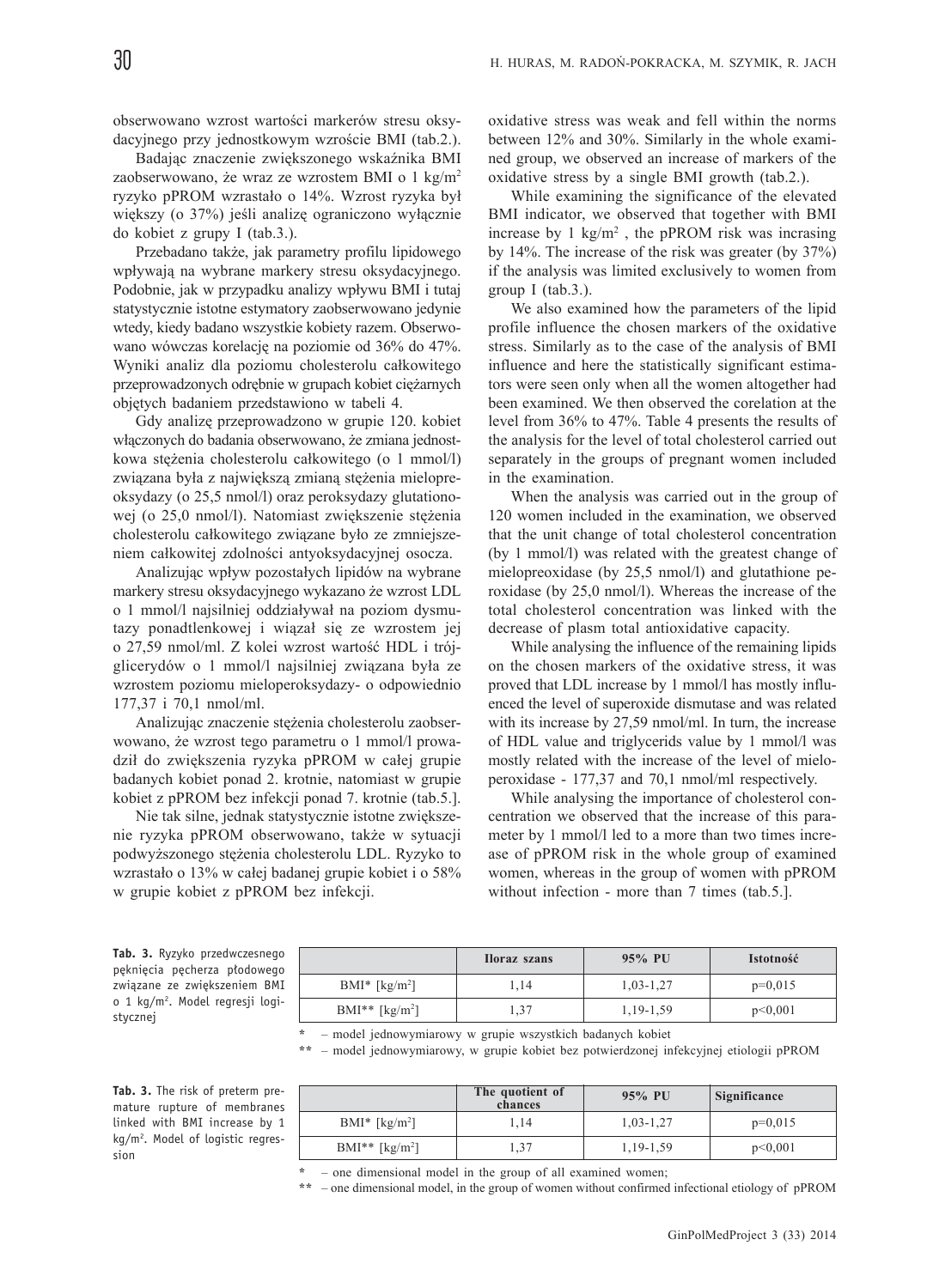obserwowano wzrost wartości markerów stresu oksydacyjnego przy jednostkowym wzroście BMI (tab.2.).

Badając znaczenie zwiększonego wskaźnika BMI zaobserwowano, że wraz ze wzrostem BMI o 1 kg/m$^2$ ryzyko pPROM wzrastało o 14%. Wzrost ryzyka był większy (o 37%) jeśli analizę ograniczono wyłącznie do kobiet z grupy I (tab.3.).

Przebadano także, jak parametry profilu lipidowego wpływają na wybrane markery stresu oksydacyjnego. Podobnie, jak w przypadku analizy wpływu BMI i tutaj statystycznie istotne estymatory zaobserwowano jedynie wtedy, kiedy badano wszystkie kobiety razem. Obserwowano wówczas korelację na poziomie od 36% do 47%. Wyniki analiz dla poziomu cholesterolu całkowitego przeprowadzonych odrębnie w grupach kobiet ciężarnych objętych badaniem przedstawiono w tabeli 4.

Gdy analizę przeprowadzono w grupie 120. kobiet włączonych do badania obserwowano, że zmiana jednostkowa stężenia cholesterolu całkowitego (o 1 mmol/l) związana była z największą zmianą stężenia mielopreoksydazy (o 25,5 nmol/l) oraz peroksydazy glutationowej (o 25,0 nmol/l). Natomiast zwiększenie stężenia cholesterolu całkowitego związane było ze zmniejszeniem całkowitej zdolności antyoksydacyjnej osocza.

Analizując wpływ pozostałych lipidów na wybrane markery stresu oksydacyjnego wykazano że wzrost LDL o 1 mmol/l najsilniej oddziaływał na poziom dysmutazy ponadtlenkowej i wiązał się ze wzrostem jej o 27,59 nmol/ml. Z kolei wzrost wartość HDL i trójglicerydów o 1 mmol/l najsilniej związana była ze wzrostem poziomu mieloperoksydazy- o odpowiednio 177,37 i 70,1 nmol/ml.

Analizując znaczenie stężenia cholesterolu zaobserwowano, że wzrost tego parametru o 1 mmol/l prowadził do zwiększenia ryzyka pPROM w całej grupie badanych kobiet ponad 2. krotnie, natomiast w grupie kobiet z pPROM bez infekcji ponad 7. krotnie (tab.5.].

Nie tak silne, jednak statystycznie istotne zwiększenie ryzyka pPROM obserwowano, także w sytuacji podwyższonego stężenia cholesterolu LDL. Ryzyko to wzrastało o 13% w całej badanej grupie kobiet i o 58% w grupie kobiet z pPROM bez infekcji.

oxidative stress was weak and fell within the norms between 12% and 30%. Similarly in the whole examined group, we observed an increase of markers of the oxidative stress by a single BMI growth (tab.2.).

While examining the significance of the elevated BMI indicator, we observed that together with BMI increase by 1 kg/m$^2$ , the pPROM risk was incrasing by 14%. The increase of the risk was greater (by 37%) if the analysis was limited exclusively to women from group I (tab.3.).

We also examined how the parameters of the lipid profile influence the chosen markers of the oxidative stress. Similarly as to the case of the analysis of BMI influence and here the statistically significant estimators were seen only when all the women altogether had been examined. We then observed the corelation at the level from 36% to 47%. Table 4 presents the results of the analysis for the level of total cholesterol carried out separately in the groups of pregnant women included in the examination.

When the analysis was carried out in the group of 120 women included in the examination, we observed that the unit change of total cholesterol concentration (by 1 mmol/l) was related with the greatest change of mielopreoxidase (by 25,5 nmol/l) and glutathione peroxidase (by 25,0 nmol/l). Whereas the increase of the total cholesterol concentration was linked with the decrease of plasm total antioxidative capacity.

While analysing the influence of the remaining lipids on the chosen markers of the oxidative stress, it was proved that LDL increase by 1 mmol/l has mostly influenced the level of superoxide dismutase and was related with its increase by 27,59 nmol/ml. In turn, the increase of HDL value and triglycerids value by 1 mmol/l was mostly related with the increase of the level of mieloperoxidase - 177,37 and 70,1 nmol/ml respectively.

While analysing the importance of cholesterol concentration we observed that the increase of this parameter by 1 mmol/l led to a more than two times increase of pPROM risk in the whole group of examined women, whereas in the group of women with pPROM without infection - more than 7 times (tab.5.].

**Tab. 3.** Ryzyko przedwczesnego pęknięcia pęcherza płodowego związane ze zwiększeniem BMI o 1 kg/m$^2$. Model regresji logistycznej

| | Iloraz szans | 95% PU | Istotność |
|---|---|---|---|
| BMI* [kg/m$^2$] | 1,14 | 1,03-1,27 | p=0,015 |
| BMI** [kg/m$^2$] | 1,37 | 1,19-1,59 | p<0,001 |

\* – model jednowymiarowy w grupie wszystkich badanych kobiet

** – model jednowymiarowy, w grupie kobiet bez potwierdzonej infekcyjnej etiologii pPROM

**Tab. 3.** The risk of preterm premature rupture of membranes linked with BMI increase by 1 kg/m$^2$. Model of logistic regression

| | The quotient of chances | 95% PU | Significance |
|---|---|---|---|
| BMI* [kg/m$^2$] | 1,14 | 1,03-1,27 | p=0,015 |
| BMI** [kg/m$^2$] | 1,37 | 1,19-1,59 | p<0,001 |

\* – one dimensional model in the group of all examined women;

** – one dimensional model, in the group of women without confirmed infectional etiology of pPROM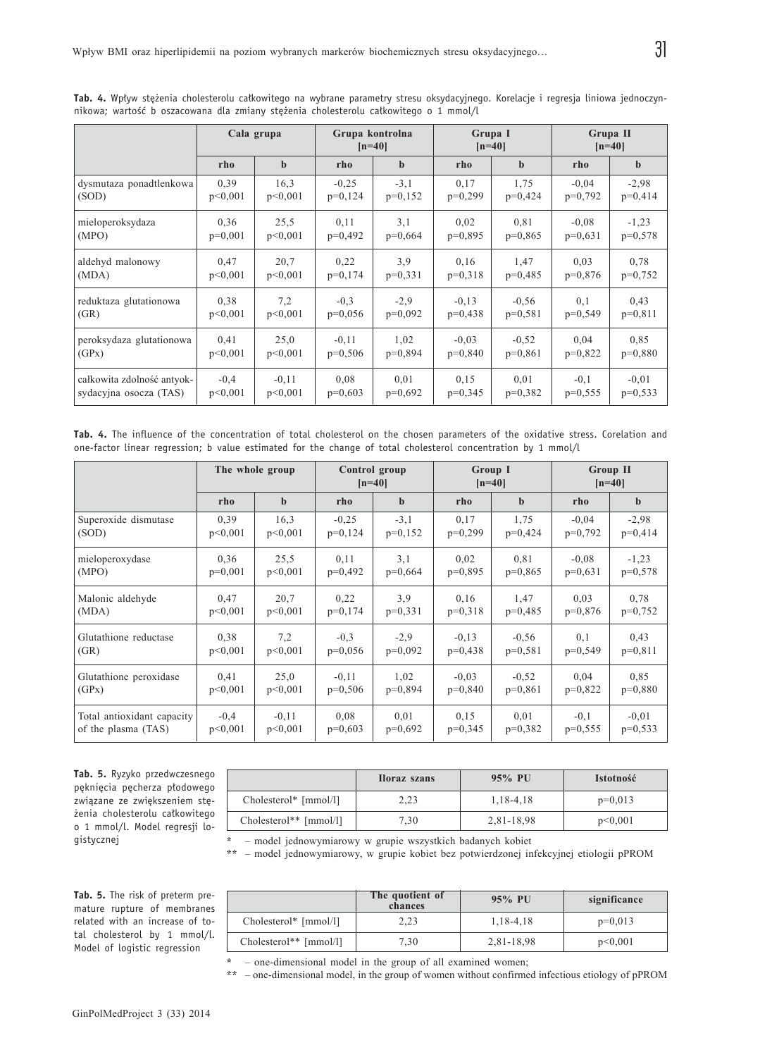**Tab. 4.** Wpływ stężenia cholesterolu całkowitego na wybrane parametry stresu oksydacyjnego. Korelacje i regresja liniowa jednoczynnikowa; wartość b oszacowana dla zmiany stężenia cholesterolu całkowitego o 1 mmol/l

| | Cała grupa | | Grupa kontrolna [n=40] | | Grupa I [n=40] | | Grupa II [n=40] | |
|---|---|---|---|---|---|---|---|---|
| | rho | b | rho | b | rho | b | rho | b |
| dysmutaza ponadtlenkowa (SOD) | 0,39 p<0,001 | 16,3 p<0,001 | -0,25 p=0,124 | -3,1 p=0,152 | 0,17 p=0,299 | 1,75 p=0,424 | -0,04 p=0,792 | -2,98 p=0,414 |
| mieloperoksydaza (MPO) | 0,36 p=0,001 | 25,5 p<0,001 | 0,11 p=0,492 | 3,1 p=0,664 | 0,02 p=0,895 | 0,81 p=0,865 | -0,08 p=0,631 | -1,23 p=0,578 |
| aldehyd malonowy (MDA) | 0,47 p<0,001 | 20,7 p<0,001 | 0,22 p=0,174 | 3,9 p=0,331 | 0,16 p=0,318 | 1,47 p=0,485 | 0,03 p=0,876 | 0,78 p=0,752 |
| reduktaza glutationowa (GR) | 0,38 p<0,001 | 7,2 p<0,001 | -0,3 p=0,056 | -2,9 p=0,092 | -0,13 p=0,438 | -0,56 p=0,581 | 0,1 p=0,549 | 0,43 p=0,811 |
| peroksydaza glutationowa (GPx) | 0,41 p<0,001 | 25,0 p<0,001 | -0,11 p=0,506 | 1,02 p=0,894 | -0,03 p=0,840 | -0,52 p=0,861 | 0,04 p=0,822 | 0,85 p=0,880 |
| całkowita zdolność antyoksydacyjna osocza (TAS) | -0,4 p<0,001 | -0,11 p<0,001 | 0,08 p=0,603 | 0,01 p=0,692 | 0,15 p=0,345 | 0,01 p=0,382 | -0,1 p=0,555 | -0,01 p=0,533 |

**Tab. 4.** The influence of the concentration of total cholesterol on the chosen parameters of the oxidative stress. Corelation and one-factor linear regression; b value estimated for the change of total cholesterol concentration by 1 mmol/l

| | The whole group | | Control group [n=40] | | Group I [n=40] | | Group II [n=40] | |
|---|---|---|---|---|---|---|---|---|
| | rho | b | rho | b | rho | b | rho | b |
| Superoxide dismutase (SOD) | 0,39 p<0,001 | 16,3 p<0,001 | -0,25 p=0,124 | -3,1 p=0,152 | 0,17 p=0,299 | 1,75 p=0,424 | -0,04 p=0,792 | -2,98 p=0,414 |
| mieloperoxydase (MPO) | 0,36 p=0,001 | 25,5 p<0,001 | 0,11 p=0,492 | 3,1 p=0,664 | 0,02 p=0,895 | 0,81 p=0,865 | -0,08 p=0,631 | -1,23 p=0,578 |
| Malonic aldehyde (MDA) | 0,47 p<0,001 | 20,7 p<0,001 | 0,22 p=0,174 | 3,9 p=0,331 | 0,16 p=0,318 | 1,47 p=0,485 | 0,03 p=0,876 | 0,78 p=0,752 |
| Glutathione reductase (GR) | 0,38 p<0,001 | 7,2 p<0,001 | -0,3 p=0,056 | -2,9 p=0,092 | -0,13 p=0,438 | -0,56 p=0,581 | 0,1 p=0,549 | 0,43 p=0,811 |
| Glutathione peroxidase (GPx) | 0,41 p<0,001 | 25,0 p<0,001 | -0,11 p=0,506 | 1,02 p=0,894 | -0,03 p=0,840 | -0,52 p=0,861 | 0,04 p=0,822 | 0,85 p=0,880 |
| Total antioxidant capacity of the plasma (TAS) | -0,4 p<0,001 | -0,11 p<0,001 | 0,08 p=0,603 | 0,01 p=0,692 | 0,15 p=0,345 | 0,01 p=0,382 | -0,1 p=0,555 | -0,01 p=0,533 |

**Tab. 5.** Ryzyko przedwczesnego pęknięcia pęcherza płodowego związane ze zwiększeniem stężenia cholesterolu całkowitego o 1 mmol/l. Model regresji logistycznej

| | Iloraz szans | 95% PU | Istotność |
|---|---|---|---|
| Cholesterol* [mmol/l] | 2,23 | 1,18-4,18 | p=0,013 |
| Cholesterol** [mmol/l] | 7,30 | 2,81-18,98 | p<0,001 |

\* – model jednowymiarowy w grupie wszystkich badanych kobiet
\** – model jednowymiarowy, w grupie kobiet bez potwierdzonej infekcyjnej etiologii pPROM

**Tab. 5.** The risk of preterm premature rupture of membranes related with an increase of total cholesterol by 1 mmol/l. Model of logistic regression

| | The quotient of chances | 95% PU | significance |
|---|---|---|---|
| Cholesterol* [mmol/l] | 2,23 | 1,18-4,18 | p=0,013 |
| Cholesterol** [mmol/l] | 7,30 | 2,81-18,98 | p<0,001 |

\* – one-dimensional model in the group of all examined women;
\** – one-dimensional model, in the group of women without confirmed infectious etiology of pPROM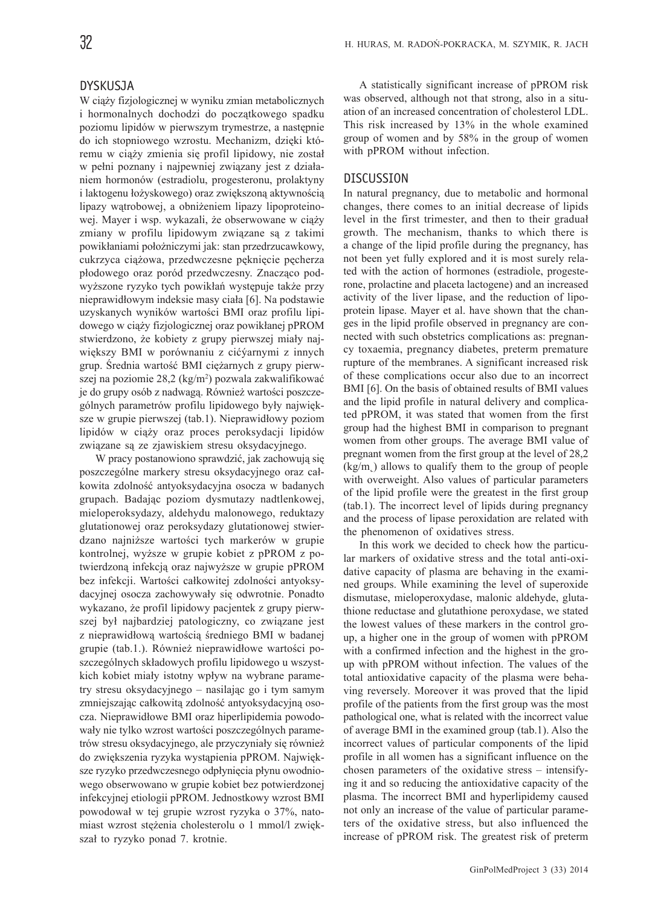## DYSKUSJA

W ciąży fizjologicznej w wyniku zmian metabolicznych i hormonalnych dochodzi do początkowego spadku poziomu lipidów w pierwszym trymestrze, a następnie do ich stopniowego wzrostu. Mechanizm, dzięki któremu w ciąży zmienia się profil lipidowy, nie został w pełni poznany i najpewniej związany jest z działaniem hormonów (estradiolu, progesteronu, prolaktyny i laktogenu łożyskowego) oraz zwiększoną aktywnością lipazy wątrobowej, a obniżeniem lipazy lipoproteinowej. Mayer i wsp. wykazali, że obserwowane w ciąży zmiany w profilu lipidowym związane są z takimi powikłaniami położniczymi jak: stan przedrzucawkowy, cukrzyca ciążowa, przedwczesne pęknięcie pęcherza płodowego oraz poród przedwczesny. Znacząco podwyższone ryzyko tych powikłań występuje także przy nieprawidłowym indeksie masy ciała [6]. Na podstawie uzyskanych wyników wartości BMI oraz profilu lipidowego w ciąży fizjologicznej oraz powikłanej pPROM stwierdzono, że kobiety z grupy pierwszej miały największy BMI w porównaniu z cićżarnymi z innych grup. Średnia wartość BMI ciężarnych z grupy pierwszej na poziomie 28,2 (kg/m$^2$) pozwala zakwalifikować je do grupy osób z nadwagą. Również wartości poszczególnych parametrów profilu lipidowego były największe w grupie pierwszej (tab.1). Nieprawidłowy poziom lipidów w ciąży oraz proces peroksydacji lipidów związane są ze zjawiskiem stresu oksydacyjnego.

W pracy postanowiono sprawdzić, jak zachowują się poszczególne markery stresu oksydacyjnego oraz całkowita zdolność antyoksydacyjna osocza w badanych grupach. Badając poziom dysmutazy nadtlenkowej, mieloperoksydazy, aldehydu malonowego, reduktazy glutationowej oraz peroksydazy glutationowej stwierdzano najniższe wartości tych markerów w grupie kontrolnej, wyższe w grupie kobiet z pPROM z potwierdzoną infekcją oraz najwyższe w grupie pPROM bez infekcji. Wartości całkowitej zdolności antyoksydacyjnej osocza zachowywały się odwrotnie. Ponadto wykazano, że profil lipidowy pacjentek z grupy pierwszej był najbardziej patologiczny, co związane jest z nieprawidłową wartością średniego BMI w badanej grupie (tab.1.). Również nieprawidłowe wartości poszczególnych składowych profilu lipidowego u wszystkich kobiet miały istotny wpływ na wybrane parametry stresu oksydacyjnego – nasilając go i tym samym zmniejszając całkowitą zdolność antyoksydacyjną osocza. Nieprawidłowe BMI oraz hiperlipidemia powodowały nie tylko wzrost wartości poszczególnych parametrów stresu oksydacyjnego, ale przyczyniały się również do zwiększenia ryzyka wystąpienia pPROM. Największe ryzyko przedwczesnego odpłynięcia płynu owodniowego obserwowano w grupie kobiet bez potwierdzonej infekcyjnej etiologii pPROM. Jednostkowy wzrost BMI powodował w tej grupie wzrost ryzyka o 37%, natomiast wzrost stężenia cholesterolu o 1 mmol/l zwiększał to ryzyko ponad 7. krotnie.

A statistically significant increase of pPROM risk was observed, although not that strong, also in a situation of an increased concentration of cholesterol LDL. This risk increased by 13% in the whole examined group of women and by 58% in the group of women with pPROM without infection.

## DISCUSSION

In natural pregnancy, due to metabolic and hormonal changes, there comes to an initial decrease of lipids level in the first trimester, and then to their gradual growth. The mechanism, thanks to which there is a change of the lipid profile during the pregnancy, has not been yet fully explored and it is most surely related with the action of hormones (estradiole, progesterone, prolactine and placeta lactogene) and an increased activity of the liver lipase, and the reduction of lipoprotein lipase. Mayer et al. have shown that the changes in the lipid profile observed in pregnancy are connected with such obstetrics complications as: pregnancy toxaemia, pregnancy diabetes, preterm premature rupture of the membranes. A significant increased risk of these complications occur also due to an incorrect BMI [6]. On the basis of obtained results of BMI values and the lipid profile in natural delivery and complicated pPROM, it was stated that women from the first group had the highest BMI in comparison to pregnant women from other groups. The average BMI value of pregnant women from the first group at the level of 28,2 (kg/m$_{2}$) allows to qualify them to the group of people with overweight. Also values of particular parameters of the lipid profile were the greatest in the first group (tab.1). The incorrect level of lipids during pregnancy and the process of lipase peroxidation are related with the phenomenon of oxidatives stress.

In this work we decided to check how the particular markers of oxidative stress and the total anti-oxidative capacity of plasma are behaving in the examined groups. While examining the level of superoxide dismutase, mieloperoxydase, malonic aldehyde, glutathione reductase and glutathione peroxydase, we stated the lowest values of these markers in the control group, a higher one in the group of women with pPROM with a confirmed infection and the highest in the group with pPROM without infection. The values of the total antioxidative capacity of the plasma were behaving reversely. Moreover it was proved that the lipid profile of the patients from the first group was the most pathological one, what is related with the incorrect value of average BMI in the examined group (tab.1). Also the incorrect values of particular components of the lipid profile in all women has a significant influence on the chosen parameters of the oxidative stress – intensifying it and so reducing the antioxidative capacity of the plasma. The incorrect BMI and hyperlipidemy caused not only an increase of the value of particular parameters of the oxidative stress, but also influenced the increase of pPROM risk. The greatest risk of preterm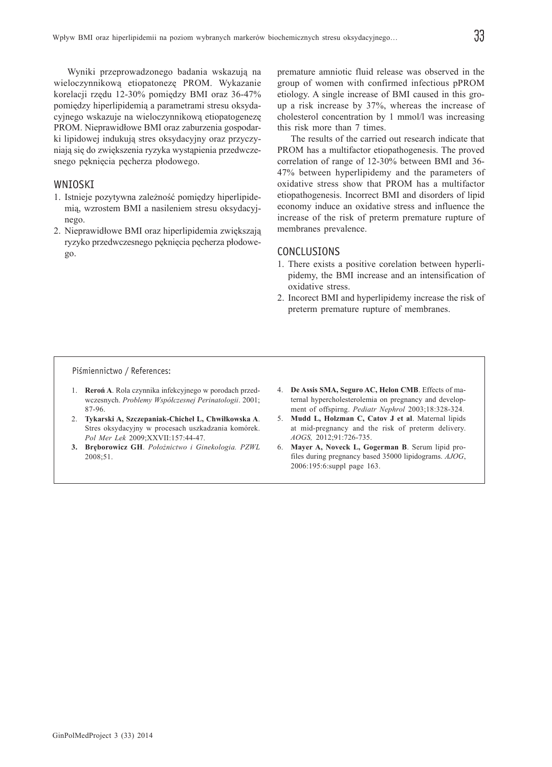Wyniki przeprowadzonego badania wskazują na wieloczynnikową etiopatonezę PROM. Wykazanie korelacji rzędu 12-30% pomiędzy BMI oraz 36-47% pomiędzy hiperlipidemią a parametrami stresu oksydacyjnego wskazuje na wieloczynnikową etiopatogenezę PROM. Nieprawidłowe BMI oraz zaburzenia gospodarki lipidowej indukują stres oksydacyjny oraz przyczyniają się do zwiększenia ryzyka wystąpienia przedwczesnego pęknięcia pęcherza płodowego.

## WNIOSKI

1. Istnieje pozytywna zależność pomiędzy hiperlipidemią, wzrostem BMI a nasileniem stresu oksydacyjnego.
2. Nieprawidłowe BMI oraz hiperlipidemia zwiększają ryzyko przedwczesnego pęknięcia pęcherza płodowego.

premature amniotic fluid release was observed in the group of women with confirmed infectious pPROM etiology. A single increase of BMI caused in this group a risk increase by 37%, whereas the increase of cholesterol concentration by 1 mmol/l was increasing this risk more than 7 times.

The results of the carried out research indicate that PROM has a multifactor etiopathogenesis. The proved correlation of range of 12-30% between BMI and 36-47% between hyperlipidemy and the parameters of oxidative stress show that PROM has a multifactor etiopathogenesis. Incorrect BMI and disorders of lipid economy induce an oxidative stress and influence the increase of the risk of preterm premature rupture of membranes prevalence.

## CONCLUSIONS

1. There exists a positive corelation between hyperlipidemy, the BMI increase and an intensification of oxidative stress.
2. Incorect BMI and hyperlipidemy increase the risk of preterm premature rupture of membranes.

### Piśmiennictwo / References:

1. **Reroń A**. Rola czynnika infekcyjnego w porodach przedwczesnych. *Problemy Współczesnej Perinatologii*. 2001; 87-96.
2. **Tykarski A, Szczepaniak-Chicheł L, Chwiłkowska A**. Stres oksydacyjny w procesach uszkadzania komórek. *Pol Mer Lek* 2009;XXVII:157:44-47.
3. **Bręborowicz GH**. *Położnictwo i Ginekologia. PZWL* 2008;51.
4. **De Assis SMA, Seguro AC, Helon CMB**. Effects of maternal hypercholesterolemia on pregnancy and development of offspirng. *Pediatr Nephrol* 2003;18:328-324.
5. **Mudd L, Holzman C, Catov J et al**. Maternal lipids at mid-pregnancy and the risk of preterm delivery. *AOGS,* 2012;91:726-735.
6. **Mayer A, Noveck L, Gogerman B**. Serum lipid profiles during pregnancy based 35000 lipidograms. *AJOG*, 2006:195:6:suppl page 163.